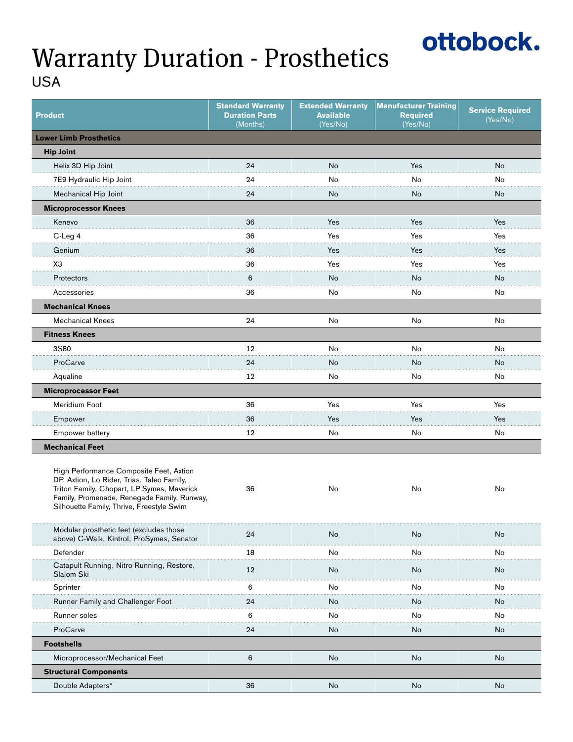ottobock.

# Warranty Duration - Prosthetics

USA

| Product | Standard Warranty Duration Parts (Months) | Extended Warranty Available (Yes/No) | Manufacturer Training Required (Yes/No) | Service Required (Yes/No) |
|---|---|---|---|---|
| **Lower Limb Prosthetics** | | | | |
| **Hip Joint** | | | | |
| Helix 3D Hip Joint | 24 | No | Yes | No |
| 7E9 Hydraulic Hip Joint | 24 | No | No | No |
| Mechanical Hip Joint | 24 | No | No | No |
| **Microprocessor Knees** | | | | |
| Kenevo | 36 | Yes | Yes | Yes |
| C-Leg 4 | 36 | Yes | Yes | Yes |
| Genium | 36 | Yes | Yes | Yes |
| X3 | 36 | Yes | Yes | Yes |
| Protectors | 6 | No | No | No |
| Accessories | 36 | No | No | No |
| **Mechanical Knees** | | | | |
| Mechanical Knees | 24 | No | No | No |
| **Fitness Knees** | | | | |
| 3S80 | 12 | No | No | No |
| ProCarve | 24 | No | No | No |
| Aqualine | 12 | No | No | No |
| **Microprocessor Feet** | | | | |
| Meridium Foot | 36 | Yes | Yes | Yes |
| Empower | 36 | Yes | Yes | Yes |
| Empower battery | 12 | No | No | No |
| **Mechanical Feet** | | | | |
| High Performance Composite Feet, Axtion DP, Axtion, Lo Rider, Trias, Taleo Family, Triton Family, Chopart, LP Symes, Maverick Family, Promenade, Renegade Family, Runway, Silhouette Family, Thrive, Freestyle Swim | 36 | No | No | No |
| Modular prosthetic feet (excludes those above) C-Walk, Kintrol, ProSymes, Senator | 24 | No | No | No |
| Defender | 18 | No | No | No |
| Catapult Running, Nitro Running, Restore, Slalom Ski | 12 | No | No | No |
| Sprinter | 6 | No | No | No |
| Runner Family and Challenger Foot | 24 | No | No | No |
| Runner soles | 6 | No | No | No |
| ProCarve | 24 | No | No | No |
| **Footshells** | | | | |
| Microprocessor/Mechanical Feet | 6 | No | No | No |
| **Structural Components** | | | | |
| Double Adapters* | 36 | No | No | No |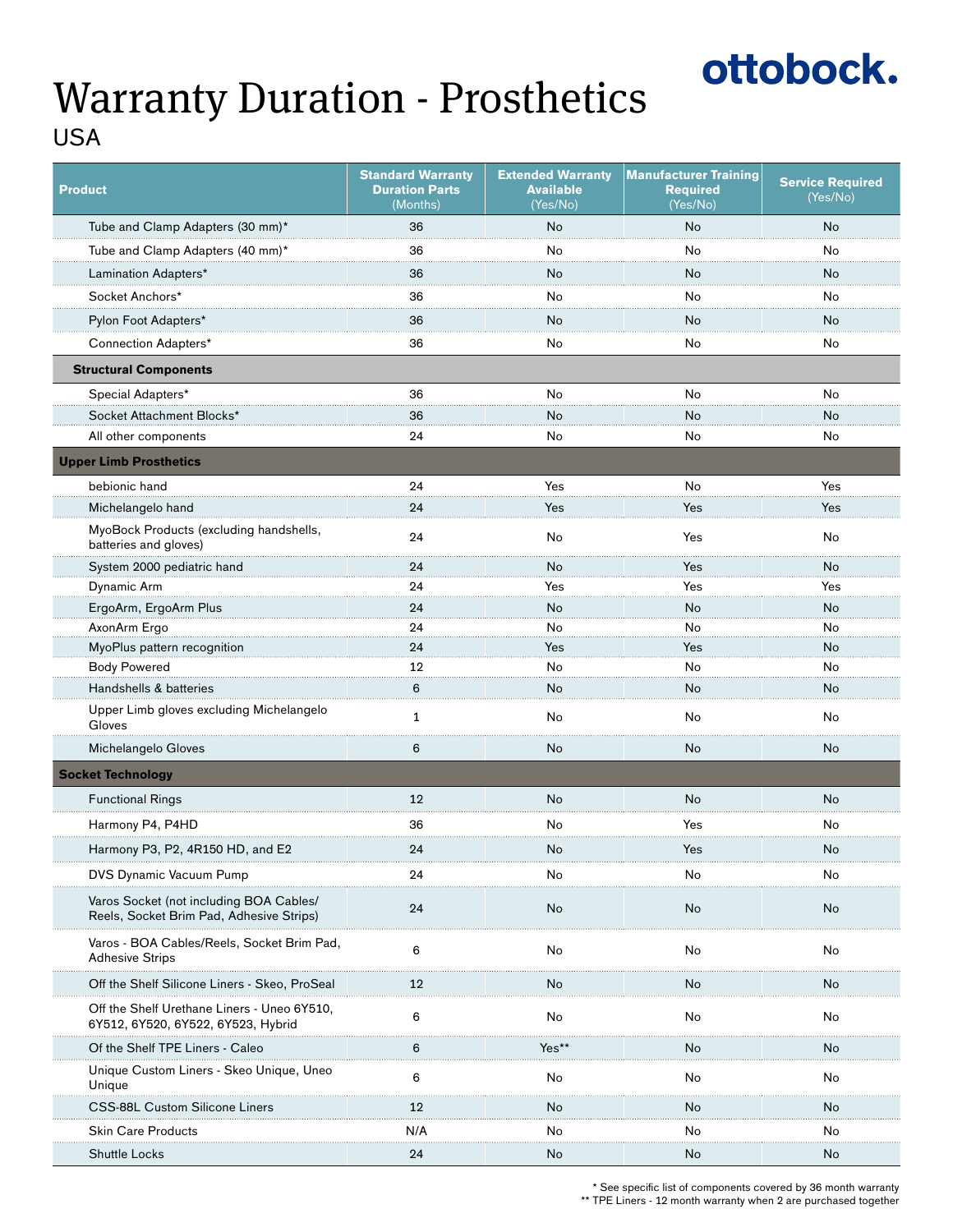# Warranty Duration - Prosthetics

USA

| Product | Standard Warranty Duration Parts (Months) | Extended Warranty Available (Yes/No) | Manufacturer Training Required (Yes/No) | Service Required (Yes/No) |
|---|---|---|---|---|
| Tube and Clamp Adapters (30 mm)* | 36 | No | No | No |
| Tube and Clamp Adapters (40 mm)* | 36 | No | No | No |
| Lamination Adapters* | 36 | No | No | No |
| Socket Anchors* | 36 | No | No | No |
| Pylon Foot Adapters* | 36 | No | No | No |
| Connection Adapters* | 36 | No | No | No |
| **Structural Components** | | | | |
| Special Adapters* | 36 | No | No | No |
| Socket Attachment Blocks* | 36 | No | No | No |
| All other components | 24 | No | No | No |
| **Upper Limb Prosthetics** | | | | |
| bebionic hand | 24 | Yes | No | Yes |
| Michelangelo hand | 24 | Yes | Yes | Yes |
| MyoBock Products (excluding handshells, batteries and gloves) | 24 | No | Yes | No |
| System 2000 pediatric hand | 24 | No | Yes | No |
| Dynamic Arm | 24 | Yes | Yes | Yes |
| ErgoArm, ErgoArm Plus | 24 | No | No | No |
| AxonArm Ergo | 24 | No | No | No |
| MyoPlus pattern recognition | 24 | Yes | Yes | No |
| Body Powered | 12 | No | No | No |
| Handshells & batteries | 6 | No | No | No |
| Upper Limb gloves excluding Michelangelo Gloves | 1 | No | No | No |
| Michelangelo Gloves | 6 | No | No | No |
| **Socket Technology** | | | | |
| Functional Rings | 12 | No | No | No |
| Harmony P4, P4HD | 36 | No | Yes | No |
| Harmony P3, P2, 4R150 HD, and E2 | 24 | No | Yes | No |
| DVS Dynamic Vacuum Pump | 24 | No | No | No |
| Varos Socket (not including BOA Cables/Reels, Socket Brim Pad, Adhesive Strips) | 24 | No | No | No |
| Varos - BOA Cables/Reels, Socket Brim Pad, Adhesive Strips | 6 | No | No | No |
| Off the Shelf Silicone Liners - Skeo, ProSeal | 12 | No | No | No |
| Off the Shelf Urethane Liners - Uneo 6Y510, 6Y512, 6Y520, 6Y522, 6Y523, Hybrid | 6 | No | No | No |
| Of the Shelf TPE Liners - Caleo | 6 | Yes** | No | No |
| Unique Custom Liners - Skeo Unique, Uneo Unique | 6 | No | No | No |
| CSS-88L Custom Silicone Liners | 12 | No | No | No |
| Skin Care Products | N/A | No | No | No |
| Shuttle Locks | 24 | No | No | No |

\* See specific list of components covered by 36 month warranty

\*\* TPE Liners - 12 month warranty when 2 are purchased together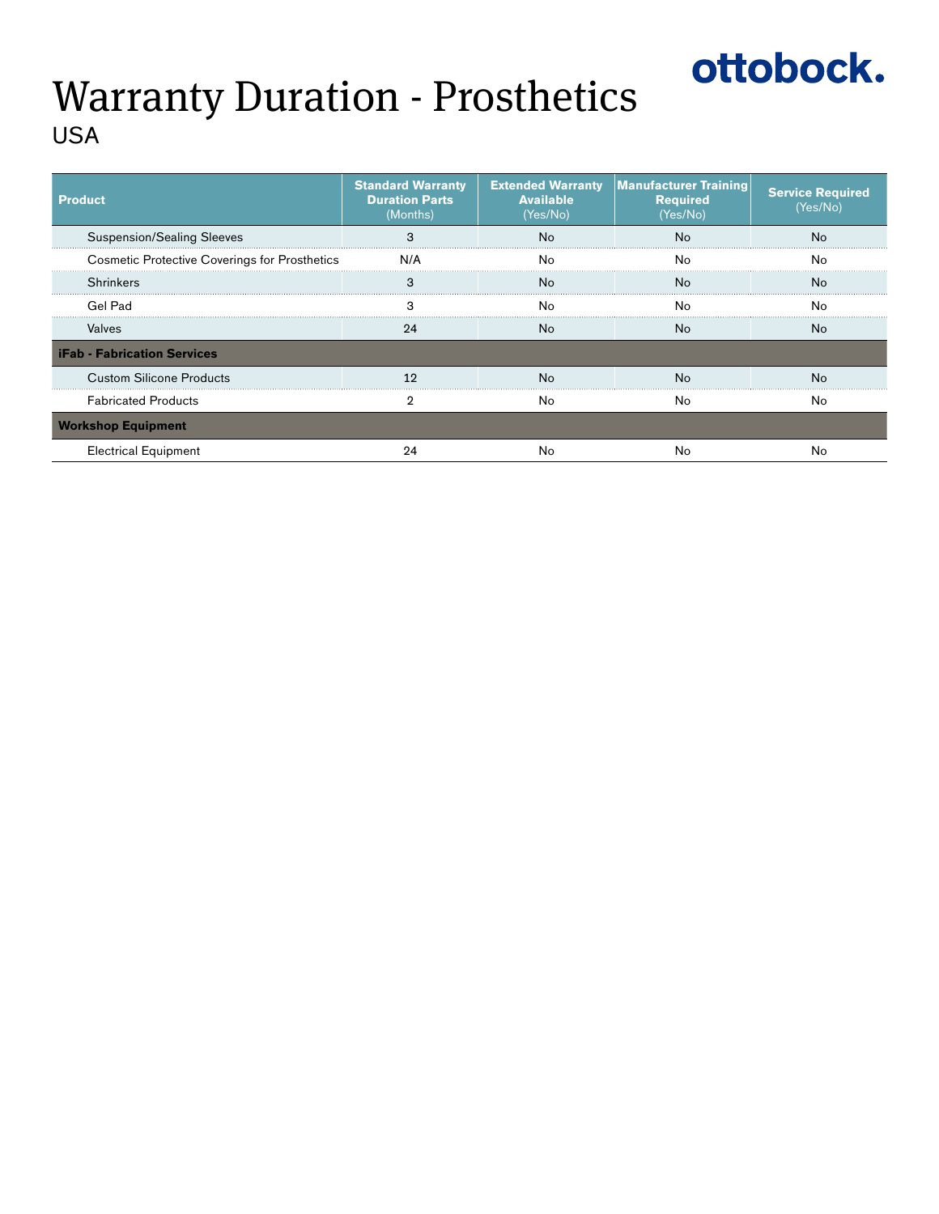ottobock.

# Warranty Duration - Prosthetics

USA

| Product | Standard Warranty Duration Parts (Months) | Extended Warranty Available (Yes/No) | Manufacturer Training Required (Yes/No) | Service Required (Yes/No) |
|---|---|---|---|---|
| Suspension/Sealing Sleeves | 3 | No | No | No |
| Cosmetic Protective Coverings for Prosthetics | N/A | No | No | No |
| Shrinkers | 3 | No | No | No |
| Gel Pad | 3 | No | No | No |
| Valves | 24 | No | No | No |
| **iFab - Fabrication Services** | | | | |
| Custom Silicone Products | 12 | No | No | No |
| Fabricated Products | 2 | No | No | No |
| **Workshop Equipment** | | | | |
| Electrical Equipment | 24 | No | No | No |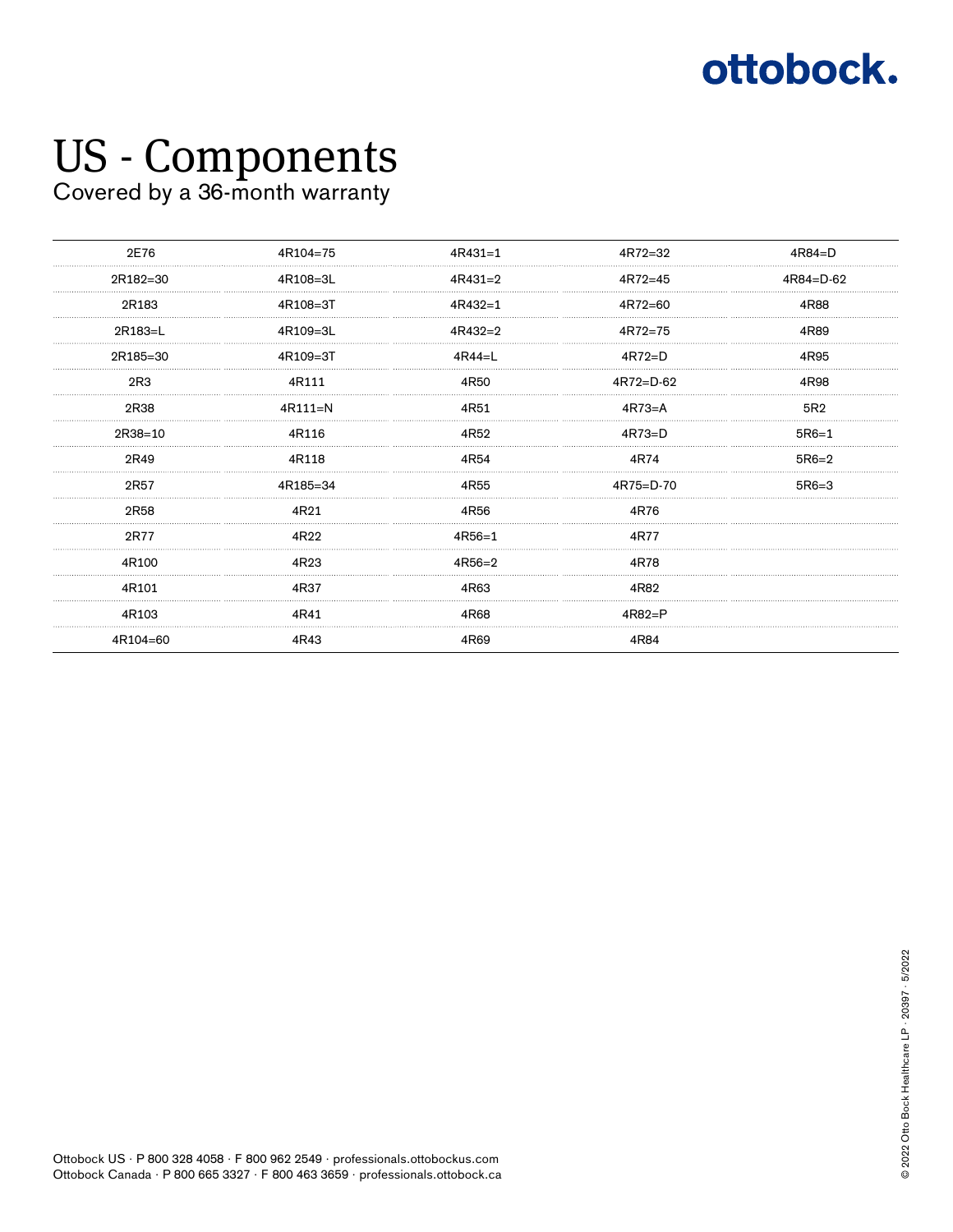# US - Components

Covered by a 36-month warranty

| | | | | |
|---|---|---|---|---|
| 2E76 | 4R104=75 | 4R431=1 | 4R72=32 | 4R84=D |
| 2R182=30 | 4R108=3L | 4R431=2 | 4R72=45 | 4R84=D-62 |
| 2R183 | 4R108=3T | 4R432=1 | 4R72=60 | 4R88 |
| 2R183=L | 4R109=3L | 4R432=2 | 4R72=75 | 4R89 |
| 2R185=30 | 4R109=3T | 4R44=L | 4R72=D | 4R95 |
| 2R3 | 4R111 | 4R50 | 4R72=D-62 | 4R98 |
| 2R38 | 4R111=N | 4R51 | 4R73=A | 5R2 |
| 2R38=10 | 4R116 | 4R52 | 4R73=D | 5R6=1 |
| 2R49 | 4R118 | 4R54 | 4R74 | 5R6=2 |
| 2R57 | 4R185=34 | 4R55 | 4R75=D-70 | 5R6=3 |
| 2R58 | 4R21 | 4R56 | 4R76 | |
| 2R77 | 4R22 | 4R56=1 | 4R77 | |
| 4R100 | 4R23 | 4R56=2 | 4R78 | |
| 4R101 | 4R37 | 4R63 | 4R82 | |
| 4R103 | 4R41 | 4R68 | 4R82=P | |
| 4R104=60 | 4R43 | 4R69 | 4R84 | |

Ottobock US · P 800 328 4058 · F 800 962 2549 · professionals.ottobockus.com
Ottobock Canada · P 800 665 3327 · F 800 463 3659 · professionals.ottobock.ca

© 2022 Otto Bock Healthcare LP · 20397 · 5/2022